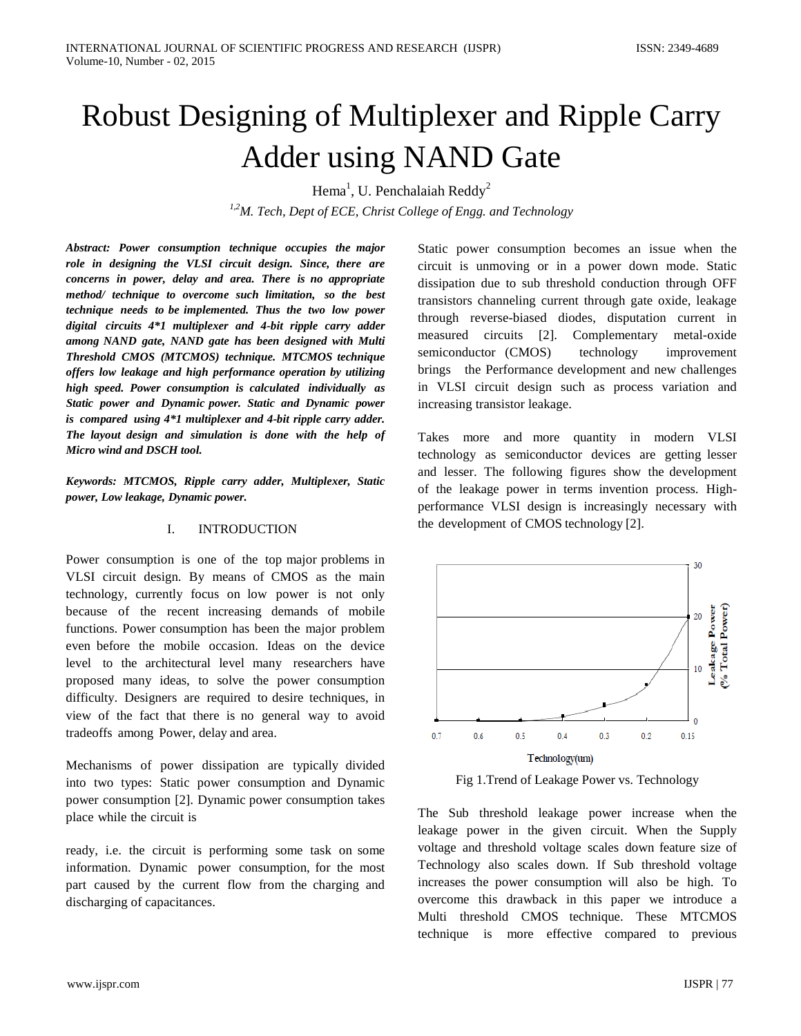# Robust Designing of Multiplexer and Ripple Carry Adder using NAND Gate

Hema[1], U. Penchalaiah Reddy[2]

[1,2]*M. Tech, Dept of ECE, Christ College of Engg. and Technology*

***Abstract: Power consumption technique occupies the major role in designing the VLSI circuit design. Since, there are concerns in power, delay and area. There is no appropriate method/ technique to overcome such limitation, so the best technique needs to be implemented. Thus the two low power digital circuits 4*1 multiplexer and 4-bit ripple carry adder among NAND gate, NAND gate has been designed with Multi Threshold CMOS (MTCMOS) technique. MTCMOS technique offers low leakage and high performance operation by utilizing high speed. Power consumption is calculated individually as Static power and Dynamic power. Static and Dynamic power is compared using 4*1 multiplexer and 4-bit ripple carry adder. The layout design and simulation is done with the help of Micro wind and DSCH tool.***

***Keywords: MTCMOS, Ripple carry adder, Multiplexer, Static power, Low leakage, Dynamic power.***

## I. INTRODUCTION

Power consumption is one of the top major problems in VLSI circuit design. By means of CMOS as the main technology, currently focus on low power is not only because of the recent increasing demands of mobile functions. Power consumption has been the major problem even before the mobile occasion. Ideas on the device level to the architectural level many researchers have proposed many ideas, to solve the power consumption difficulty. Designers are required to desire techniques, in view of the fact that there is no general way to avoid tradeoffs among Power, delay and area.

Mechanisms of power dissipation are typically divided into two types: Static power consumption and Dynamic power consumption [2]. Dynamic power consumption takes place while the circuit is ready, i.e. the circuit is performing some task on some information. Dynamic power consumption, for the most part caused by the current flow from the charging and discharging of capacitances.

Static power consumption becomes an issue when the circuit is unmoving or in a power down mode. Static dissipation due to sub threshold conduction through OFF transistors channeling current through gate oxide, leakage through reverse-biased diodes, disputation current in measured circuits [2]. Complementary metal-oxide semiconductor (CMOS) technology improvement brings the Performance development and new challenges in VLSI circuit design such as process variation and increasing transistor leakage.

Takes more and more quantity in modern VLSI technology as semiconductor devices are getting lesser and lesser. The following figures show the development of the leakage power in terms invention process. High-performance VLSI design is increasingly necessary with the development of CMOS technology [2].

Fig 1.Trend of Leakage Power vs. Technology

The Sub threshold leakage power increase when the leakage power in the given circuit. When the Supply voltage and threshold voltage scales down feature size of Technology also scales down. If Sub threshold voltage increases the power consumption will also be high. To overcome this drawback in this paper we introduce a Multi threshold CMOS technique. These MTCMOS technique is more effective compared to previous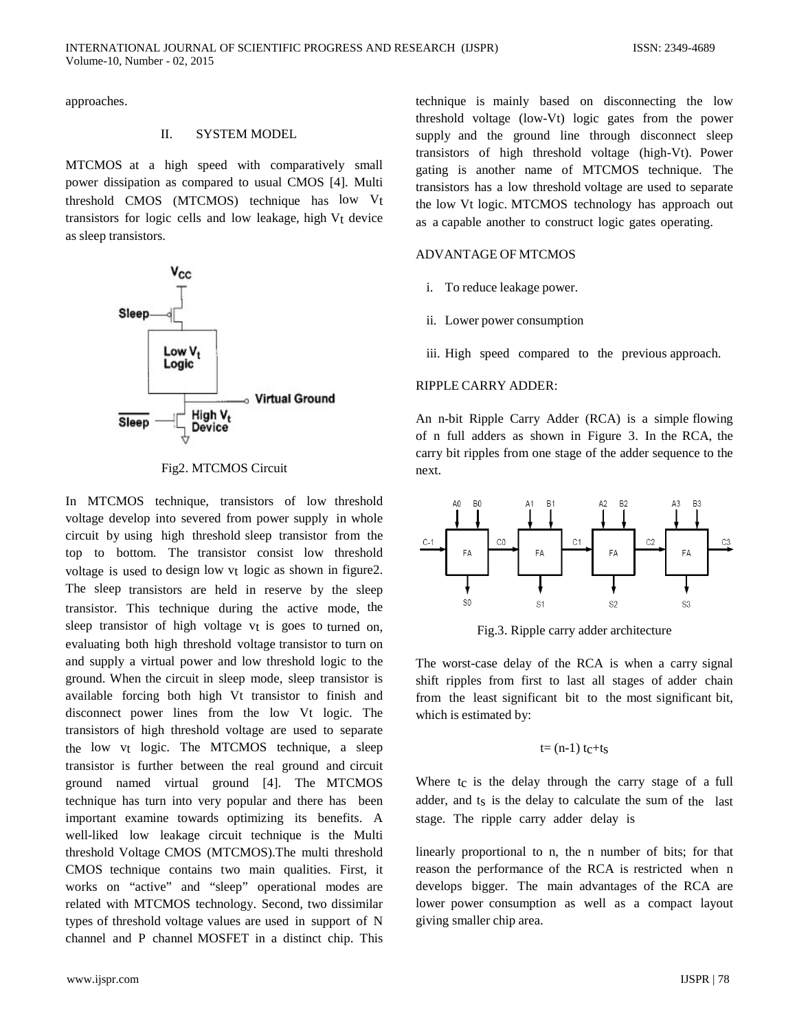approaches.

## II. SYSTEM MODEL

MTCMOS at a high speed with comparatively small power dissipation as compared to usual CMOS [4]. Multi threshold CMOS (MTCMOS) technique has low $V_t$ transistors for logic cells and low leakage, high $V_t$ device as sleep transistors.

Fig2. MTCMOS Circuit

In MTCMOS technique, transistors of low threshold voltage develop into severed from power supply in whole circuit by using high threshold sleep transistor from the top to bottom. The transistor consist low threshold voltage is used to design low $v_t$ logic as shown in figure2. The sleep transistors are held in reserve by the sleep transistor. This technique during the active mode, the sleep transistor of high voltage $v_t$ is goes to turned on, evaluating both high threshold voltage transistor to turn on and supply a virtual power and low threshold logic to the ground. When the circuit in sleep mode, sleep transistor is available forcing both high Vt transistor to finish and disconnect power lines from the low Vt logic. The transistors of high threshold voltage are used to separate the low $v_t$ logic. The MTCMOS technique, a sleep transistor is further between the real ground and circuit ground named virtual ground [4]. The MTCMOS technique has turn into very popular and there has been important examine towards optimizing its benefits. A well-liked low leakage circuit technique is the Multi threshold Voltage CMOS (MTCMOS).The multi threshold CMOS technique contains two main qualities. First, it works on "active" and "sleep" operational modes are related with MTCMOS technology. Second, two dissimilar types of threshold voltage values are used in support of N channel and P channel MOSFET in a distinct chip. This technique is mainly based on disconnecting the low threshold voltage (low-Vt) logic gates from the power supply and the ground line through disconnect sleep transistors of high threshold voltage (high-Vt). Power gating is another name of MTCMOS technique. The transistors has a low threshold voltage are used to separate the low Vt logic. MTCMOS technology has approach out as a capable another to construct logic gates operating.

### ADVANTAGE OF MTCMOS

i. To reduce leakage power.

ii. Lower power consumption

iii. High speed compared to the previous approach.

### RIPPLE CARRY ADDER:

An n-bit Ripple Carry Adder (RCA) is a simple flowing of n full adders as shown in Figure 3. In the RCA, the carry bit ripples from one stage of the adder sequence to the next.

Fig.3. Ripple carry adder architecture

The worst-case delay of the RCA is when a carry signal shift ripples from first to last all stages of adder chain from the least significant bit to the most significant bit, which is estimated by:

$$t= (n-1)\, t_C+t_S$$

Where $t_C$ is the delay through the carry stage of a full adder, and $t_S$ is the delay to calculate the sum of the last stage. The ripple carry adder delay is

linearly proportional to n, the n number of bits; for that reason the performance of the RCA is restricted when n develops bigger. The main advantages of the RCA are lower power consumption as well as a compact layout giving smaller chip area.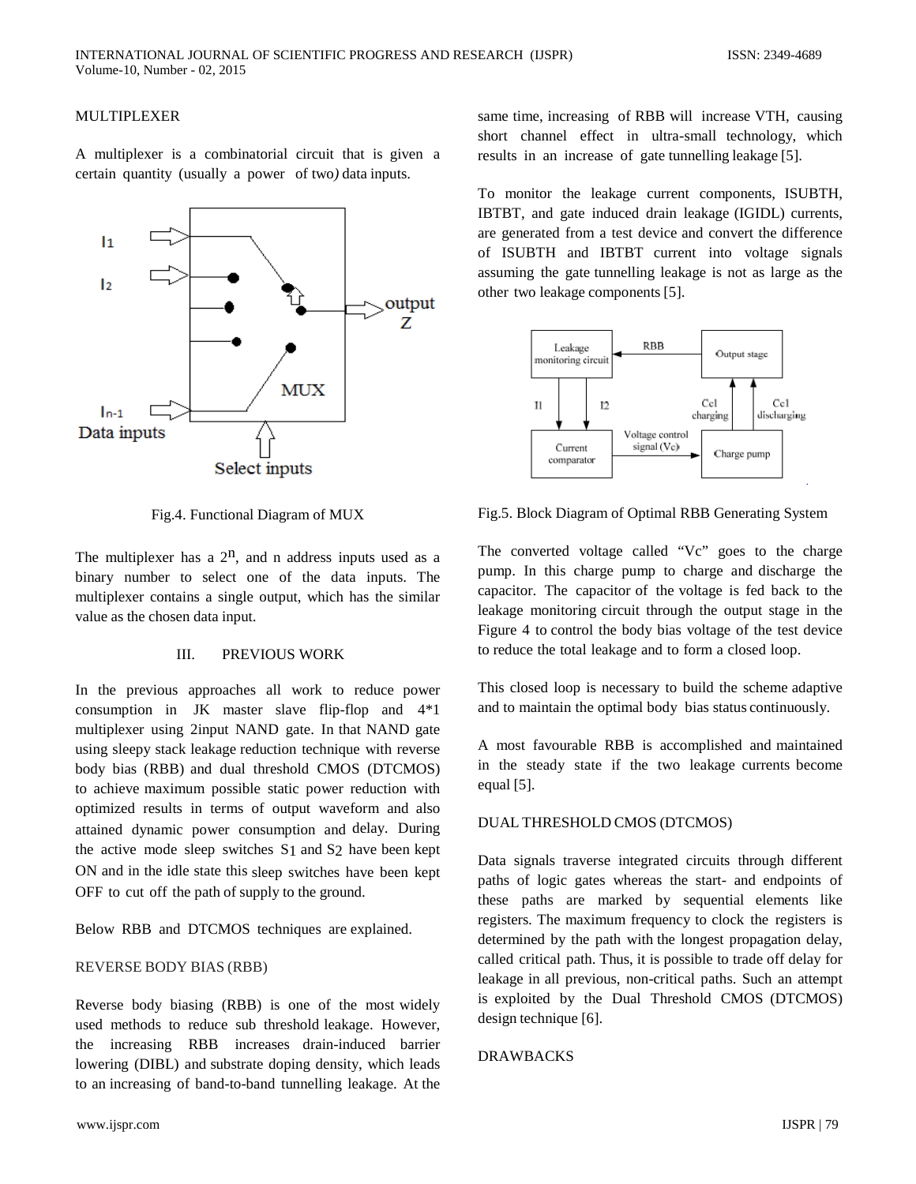## MULTIPLEXER

A multiplexer is a combinatorial circuit that is given a certain quantity (usually a power of two) data inputs.

Fig.4. Functional Diagram of MUX

The multiplexer has a $2^n$, and n address inputs used as a binary number to select one of the data inputs. The multiplexer contains a single output, which has the similar value as the chosen data input.

## III. PREVIOUS WORK

In the previous approaches all work to reduce power consumption in JK master slave flip-flop and 4*1 multiplexer using 2input NAND gate. In that NAND gate using sleepy stack leakage reduction technique with reverse body bias (RBB) and dual threshold CMOS (DTCMOS) to achieve maximum possible static power reduction with optimized results in terms of output waveform and also attained dynamic power consumption and delay. During the active mode sleep switches $S_1$ and $S_2$ have been kept ON and in the idle state this sleep switches have been kept OFF to cut off the path of supply to the ground.

Below RBB and DTCMOS techniques are explained.

### REVERSE BODY BIAS (RBB)

Reverse body biasing (RBB) is one of the most widely used methods to reduce sub threshold leakage. However, the increasing RBB increases drain-induced barrier lowering (DIBL) and substrate doping density, which leads to an increasing of band-to-band tunnelling leakage. At the same time, increasing of RBB will increase VTH, causing short channel effect in ultra-small technology, which results in an increase of gate tunnelling leakage [5].

To monitor the leakage current components, ISUBTH, IBTBT, and gate induced drain leakage (IGIDL) currents, are generated from a test device and convert the difference of ISUBTH and IBTBT current into voltage signals assuming the gate tunnelling leakage is not as large as the other two leakage components [5].

Fig.5. Block Diagram of Optimal RBB Generating System

The converted voltage called "Vc" goes to the charge pump. In this charge pump to charge and discharge the capacitor. The capacitor of the voltage is fed back to the leakage monitoring circuit through the output stage in the Figure 4 to control the body bias voltage of the test device to reduce the total leakage and to form a closed loop.

This closed loop is necessary to build the scheme adaptive and to maintain the optimal body bias status continuously.

A most favourable RBB is accomplished and maintained in the steady state if the two leakage currents become equal [5].

### DUAL THRESHOLD CMOS (DTCMOS)

Data signals traverse integrated circuits through different paths of logic gates whereas the start- and endpoints of these paths are marked by sequential elements like registers. The maximum frequency to clock the registers is determined by the path with the longest propagation delay, called critical path. Thus, it is possible to trade off delay for leakage in all previous, non-critical paths. Such an attempt is exploited by the Dual Threshold CMOS (DTCMOS) design technique [6].

### DRAWBACKS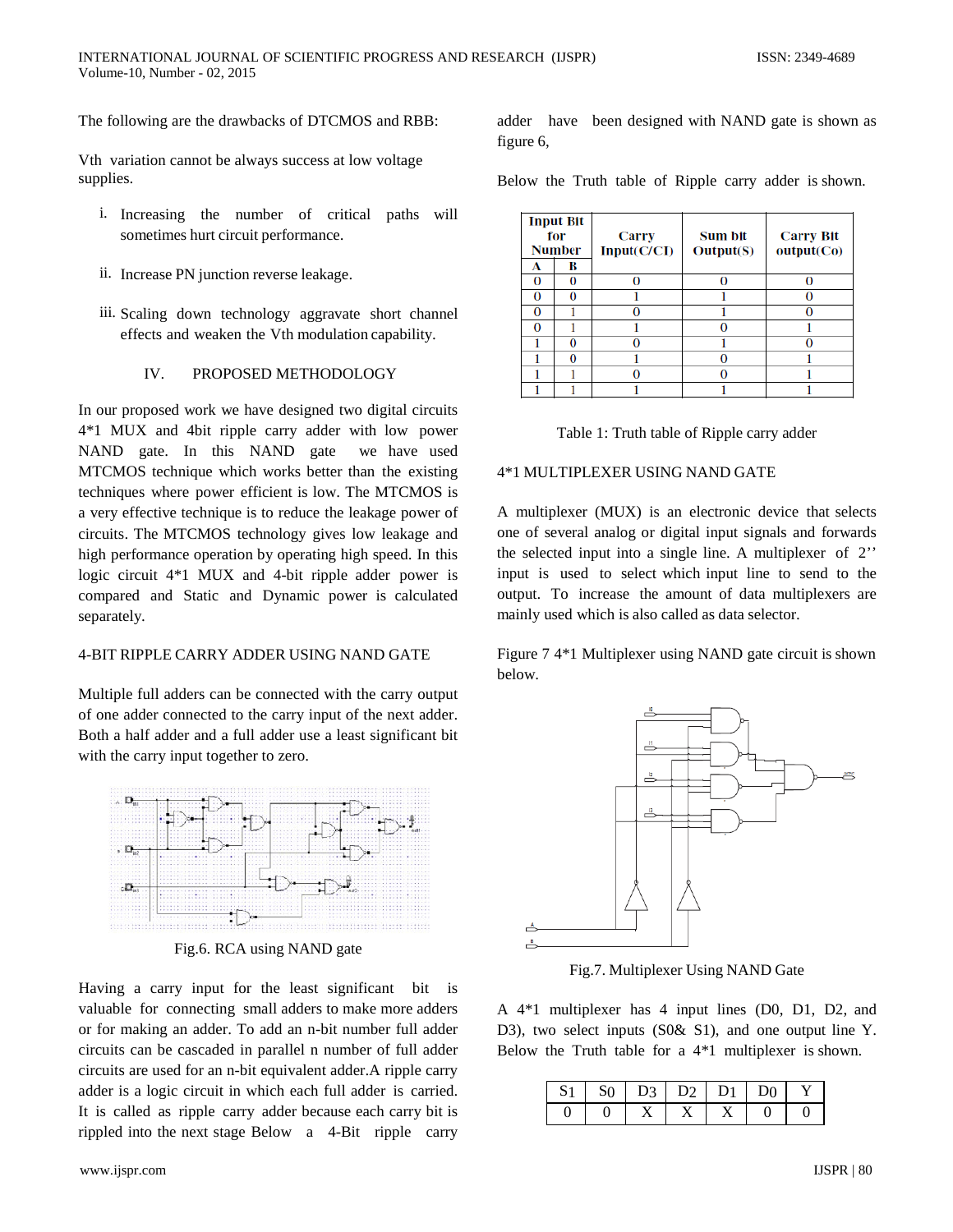The following are the drawbacks of DTCMOS and RBB:

Vth variation cannot be always success at low voltage supplies.

i. Increasing the number of critical paths will sometimes hurt circuit performance.

ii. Increase PN junction reverse leakage.

iii. Scaling down technology aggravate short channel effects and weaken the Vth modulation capability.

## IV. PROPOSED METHODOLOGY

In our proposed work we have designed two digital circuits 4*1 MUX and 4bit ripple carry adder with low power NAND gate. In this NAND gate we have used MTCMOS technique which works better than the existing techniques where power efficient is low. The MTCMOS is a very effective technique is to reduce the leakage power of circuits. The MTCMOS technology gives low leakage and high performance operation by operating high speed. In this logic circuit 4*1 MUX and 4-bit ripple adder power is compared and Static and Dynamic power is calculated separately.

### 4-BIT RIPPLE CARRY ADDER USING NAND GATE

Multiple full adders can be connected with the carry output of one adder connected to the carry input of the next adder. Both a half adder and a full adder use a least significant bit with the carry input together to zero.

Fig.6. RCA using NAND gate

Having a carry input for the least significant bit is valuable for connecting small adders to make more adders or for making an adder. To add an n-bit number full adder circuits can be cascaded in parallel n number of full adder circuits are used for an n-bit equivalent adder.A ripple carry adder is a logic circuit in which each full adder is carried. It is called as ripple carry adder because each carry bit is rippled into the next stage Below a 4-Bit ripple carry adder have been designed with NAND gate is shown as figure 6,

Below the Truth table of Ripple carry adder is shown.

| Input Bit for Number | | Carry Input(C/CI) | Sum bit Output(S) | Carry Bit output(Co) |
|---|---|---|---|---|
| A | B | | | |
| 0 | 0 | 0 | 0 | 0 |
| 0 | 0 | 1 | 1 | 0 |
| 0 | 1 | 0 | 1 | 0 |
| 0 | 1 | 1 | 0 | 1 |
| 1 | 0 | 0 | 1 | 0 |
| 1 | 0 | 1 | 0 | 1 |
| 1 | 1 | 0 | 0 | 1 |
| 1 | 1 | 1 | 1 | 1 |

Table 1: Truth table of Ripple carry adder

### 4*1 MULTIPLEXER USING NAND GATE

A multiplexer (MUX) is an electronic device that selects one of several analog or digital input signals and forwards the selected input into a single line. A multiplexer of 2'' input is used to select which input line to send to the output. To increase the amount of data multiplexers are mainly used which is also called as data selector.

Figure 7 4*1 Multiplexer using NAND gate circuit is shown below.

Fig.7. Multiplexer Using NAND Gate

A 4*1 multiplexer has 4 input lines (D0, D1, D2, and D3), two select inputs (S0& S1), and one output line Y. Below the Truth table for a 4*1 multiplexer is shown.

| S1 | S0 | D3 | D2 | D1 | D0 | Y |
|---|---|---|---|---|---|---|
| 0 | 0 | X | X | X | 0 | 0 |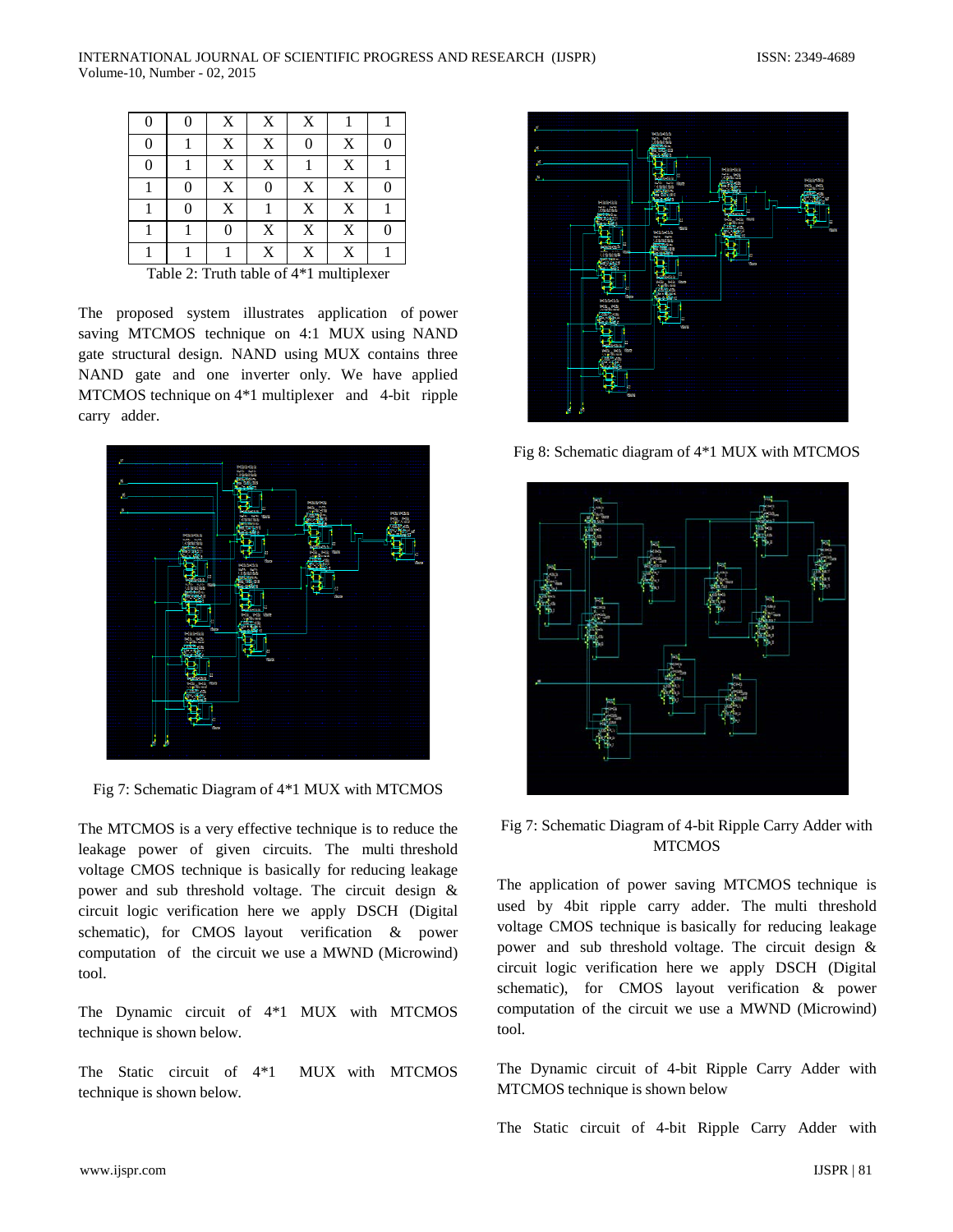| 0 | 0 | X | X | X | 1 | 1 |
|---|---|---|---|---|---|---|
| 0 | 1 | X | X | 0 | X | 0 |
| 0 | 1 | X | X | 1 | X | 1 |
| 1 | 0 | X | 0 | X | X | 0 |
| 1 | 0 | X | 1 | X | X | 1 |
| 1 | 1 | 0 | X | X | X | 0 |
| 1 | 1 | 1 | X | X | X | 1 |

Table 2: Truth table of 4*1 multiplexer

The proposed system illustrates application of power saving MTCMOS technique on 4:1 MUX using NAND gate structural design. NAND using MUX contains three NAND gate and one inverter only. We have applied MTCMOS technique on 4*1 multiplexer and 4-bit ripple carry adder.

Fig 7: Schematic Diagram of 4*1 MUX with MTCMOS

The MTCMOS is a very effective technique is to reduce the leakage power of given circuits. The multi threshold voltage CMOS technique is basically for reducing leakage power and sub threshold voltage. The circuit design & circuit logic verification here we apply DSCH (Digital schematic), for CMOS layout verification & power computation of the circuit we use a MWND (Microwind) tool.

The Dynamic circuit of 4*1 MUX with MTCMOS technique is shown below.

The Static circuit of 4*1 MUX with MTCMOS technique is shown below.

Fig 8: Schematic diagram of 4*1 MUX with MTCMOS

Fig 7: Schematic Diagram of 4-bit Ripple Carry Adder with MTCMOS

The application of power saving MTCMOS technique is used by 4bit ripple carry adder. The multi threshold voltage CMOS technique is basically for reducing leakage power and sub threshold voltage. The circuit design & circuit logic verification here we apply DSCH (Digital schematic), for CMOS layout verification & power computation of the circuit we use a MWND (Microwind) tool.

The Dynamic circuit of 4-bit Ripple Carry Adder with MTCMOS technique is shown below

The Static circuit of 4-bit Ripple Carry Adder with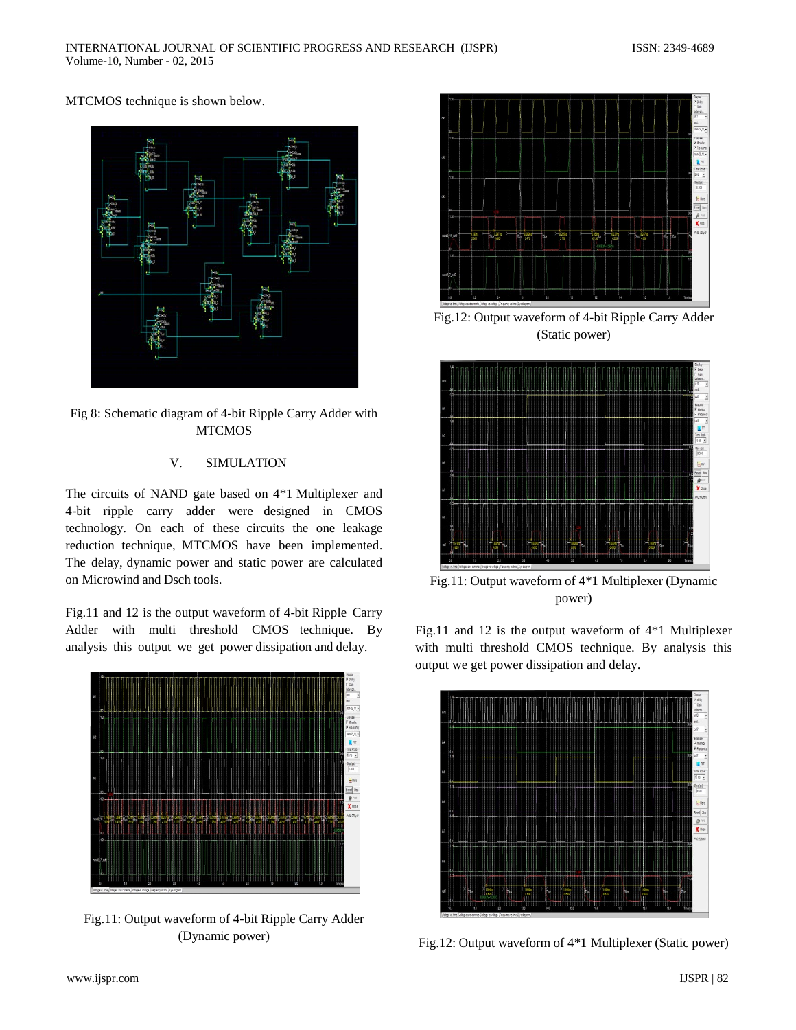MTCMOS technique is shown below.

Fig 8: Schematic diagram of 4-bit Ripple Carry Adder with MTCMOS

## V. SIMULATION

The circuits of NAND gate based on 4*1 Multiplexer and 4-bit ripple carry adder were designed in CMOS technology. On each of these circuits the one leakage reduction technique, MTCMOS have been implemented. The delay, dynamic power and static power are calculated on Microwind and Dsch tools.

Fig.11 and 12 is the output waveform of 4-bit Ripple Carry Adder with multi threshold CMOS technique. By analysis this output we get power dissipation and delay.

Fig.11: Output waveform of 4-bit Ripple Carry Adder (Dynamic power)

Fig.12: Output waveform of 4-bit Ripple Carry Adder (Static power)

Fig.11: Output waveform of 4*1 Multiplexer (Dynamic power)

Fig.11 and 12 is the output waveform of 4*1 Multiplexer with multi threshold CMOS technique. By analysis this output we get power dissipation and delay.

Fig.12: Output waveform of 4*1 Multiplexer (Static power)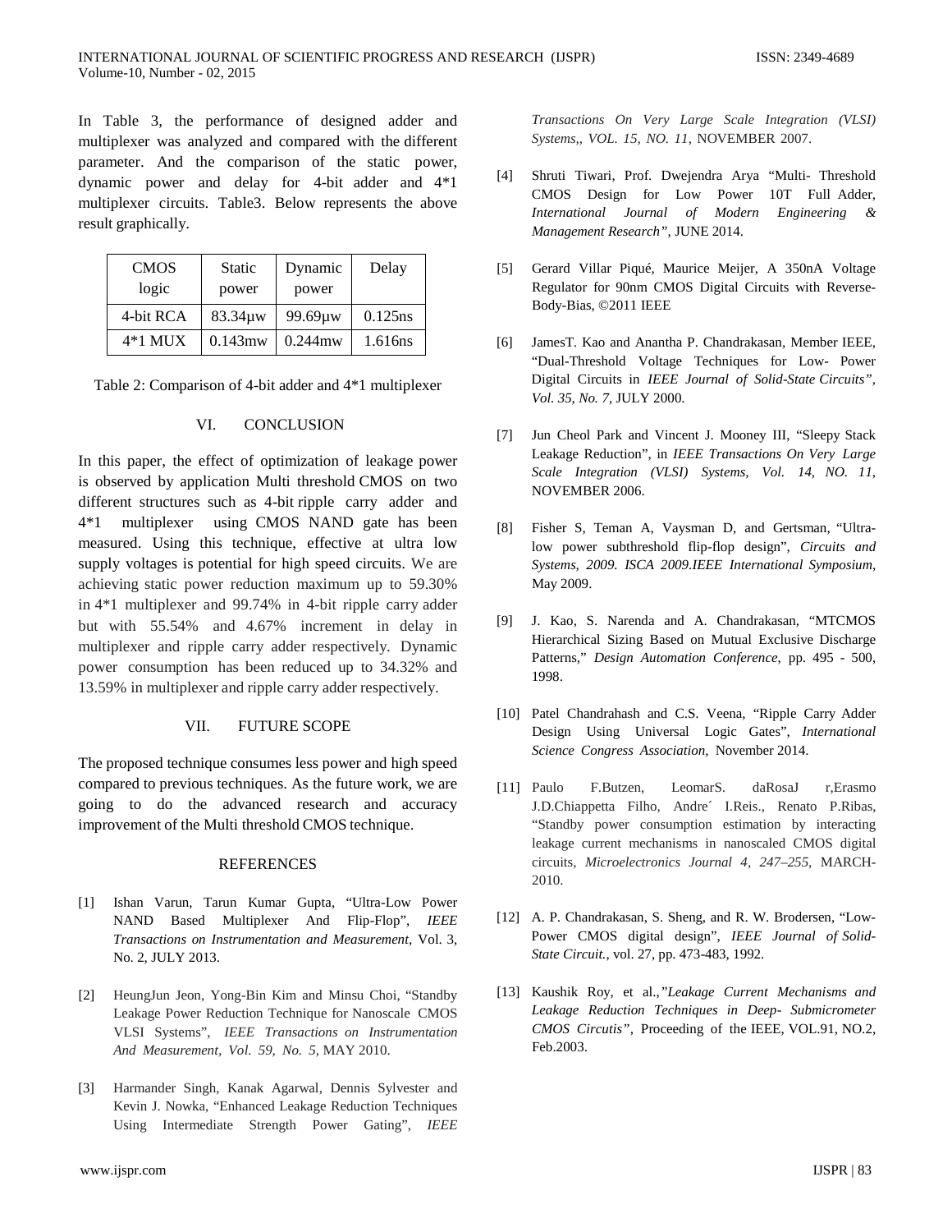In Table 3, the performance of designed adder and multiplexer was analyzed and compared with the different parameter. And the comparison of the static power, dynamic power and delay for 4-bit adder and 4*1 multiplexer circuits. Table3. Below represents the above result graphically.

| CMOS logic | Static power | Dynamic power | Delay |
|---|---|---|---|
| 4-bit RCA | 83.34µw | 99.69µw | 0.125ns |
| 4*1 MUX | 0.143mw | 0.244mw | 1.616ns |

Table 2: Comparison of 4-bit adder and 4*1 multiplexer

## VI. CONCLUSION

In this paper, the effect of optimization of leakage power is observed by application Multi threshold CMOS on two different structures such as 4-bit ripple carry adder and 4*1 multiplexer using CMOS NAND gate has been measured. Using this technique, effective at ultra low supply voltages is potential for high speed circuits. We are achieving static power reduction maximum up to 59.30% in 4*1 multiplexer and 99.74% in 4-bit ripple carry adder but with 55.54% and 4.67% increment in delay in multiplexer and ripple carry adder respectively. Dynamic power consumption has been reduced up to 34.32% and 13.59% in multiplexer and ripple carry adder respectively.

## VII. FUTURE SCOPE

The proposed technique consumes less power and high speed compared to previous techniques. As the future work, we are going to do the advanced research and accuracy improvement of the Multi threshold CMOS technique.

## REFERENCES

[1] Ishan Varun, Tarun Kumar Gupta, "Ultra-Low Power NAND Based Multiplexer And Flip-Flop", *IEEE Transactions on Instrumentation and Measurement*, Vol. 3, No. 2, JULY 2013.

[2] HeungJun Jeon, Yong-Bin Kim and Minsu Choi, "Standby Leakage Power Reduction Technique for Nanoscale CMOS VLSI Systems", *IEEE Transactions on Instrumentation And Measurement, Vol. 59, No. 5*, MAY 2010.

[3] Harmander Singh, Kanak Agarwal, Dennis Sylvester and Kevin J. Nowka, "Enhanced Leakage Reduction Techniques Using Intermediate Strength Power Gating", *IEEE Transactions On Very Large Scale Integration (VLSI) Systems,, VOL. 15, NO. 11*, NOVEMBER 2007.

[4] Shruti Tiwari, Prof. Dwejendra Arya "Multi- Threshold CMOS Design for Low Power 10T Full Adder, *International Journal of Modern Engineering & Management Research"*, JUNE 2014.

[5] Gerard Villar Piqué, Maurice Meijer, A 350nA Voltage Regulator for 90nm CMOS Digital Circuits with Reverse-Body-Bias, ©2011 IEEE

[6] JamesT. Kao and Anantha P. Chandrakasan, Member IEEE, "Dual-Threshold Voltage Techniques for Low- Power Digital Circuits in *IEEE Journal of Solid-State Circuits", Vol. 35, No. 7*, JULY 2000.

[7] Jun Cheol Park and Vincent J. Mooney III, "Sleepy Stack Leakage Reduction", in *IEEE Transactions On Very Large Scale Integration (VLSI) Systems, Vol. 14, NO. 11*, NOVEMBER 2006.

[8] Fisher S, Teman A, Vaysman D, and Gertsman, "Ultra-low power subthreshold flip-flop design", *Circuits and Systems, 2009. ISCA 2009.IEEE International Symposium*, May 2009.

[9] J. Kao, S. Narenda and A. Chandrakasan, "MTCMOS Hierarchical Sizing Based on Mutual Exclusive Discharge Patterns," *Design Automation Conference*, pp. 495 - 500, 1998.

[10] Patel Chandrahash and C.S. Veena, "Ripple Carry Adder Design Using Universal Logic Gates", *International Science Congress Association*, November 2014.

[11] Paulo F.Butzen, LeomarS. daRosaJ r,Erasmo J.D.Chiappetta Filho, Andre´ I.Reis., Renato P.Ribas, "Standby power consumption estimation by interacting leakage current mechanisms in nanoscaled CMOS digital circuits, *Microelectronics Journal 4, 247–255*, MARCH-2010.

[12] A. P. Chandrakasan, S. Sheng, and R. W. Brodersen, "Low-Power CMOS digital design", *IEEE Journal of Solid-State Circuit.*, vol. 27, pp. 473-483, 1992.

[13] Kaushik Roy, et al.,*"Leakage Current Mechanisms and Leakage Reduction Techniques in Deep- Submicrometer CMOS Circutis"*, Proceeding of the IEEE, VOL.91, NO.2, Feb.2003.